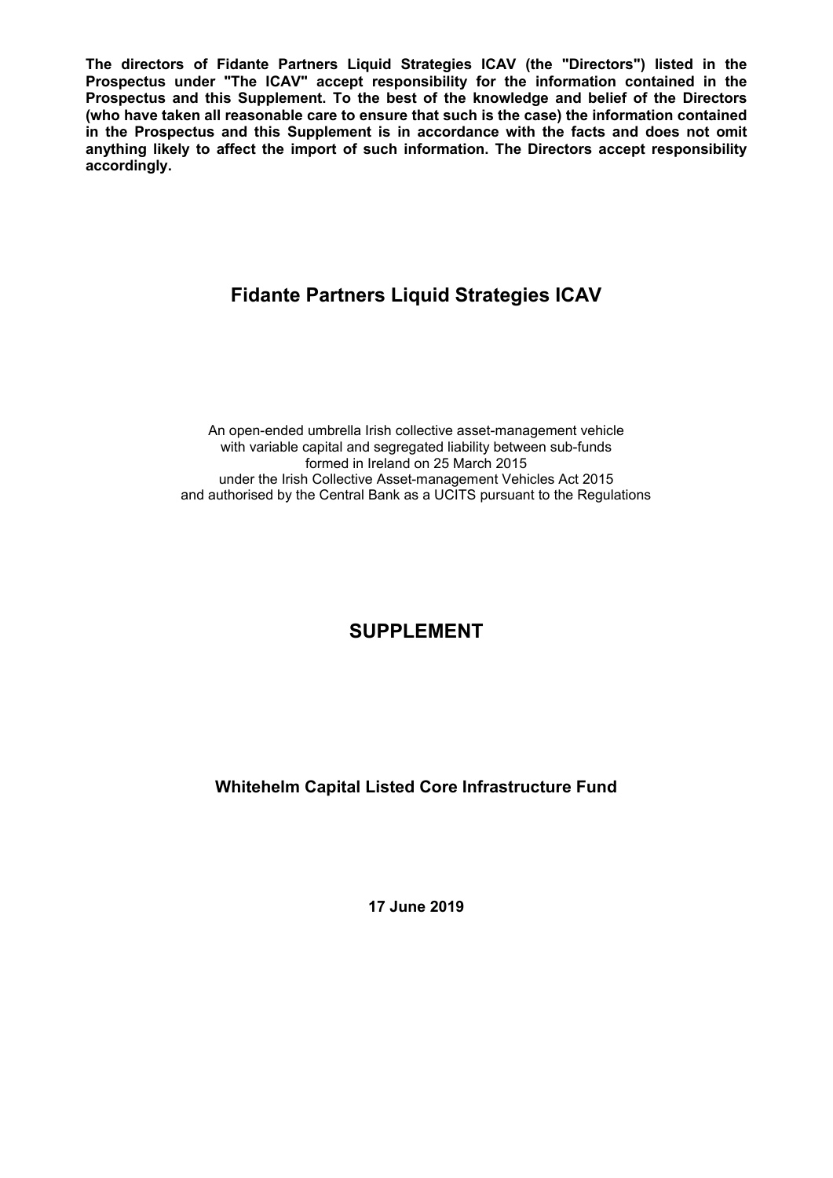**The directors of Fidante Partners Liquid Strategies ICAV (the "Directors") listed in the Prospectus under "The ICAV" accept responsibility for the information contained in the Prospectus and this Supplement. To the best of the knowledge and belief of the Directors (who have taken all reasonable care to ensure that such is the case) the information contained in the Prospectus and this Supplement is in accordance with the facts and does not omit anything likely to affect the import of such information. The Directors accept responsibility accordingly.**

# Fidante Partners Liquid Strategies ICAV

An open-ended umbrella Irish collective asset-management vehicle
with variable capital and segregated liability between sub-funds
formed in Ireland on 25 March 2015
under the Irish Collective Asset-management Vehicles Act 2015
and authorised by the Central Bank as a UCITS pursuant to the Regulations

# SUPPLEMENT

## Whitehelm Capital Listed Core Infrastructure Fund

**17 June 2019**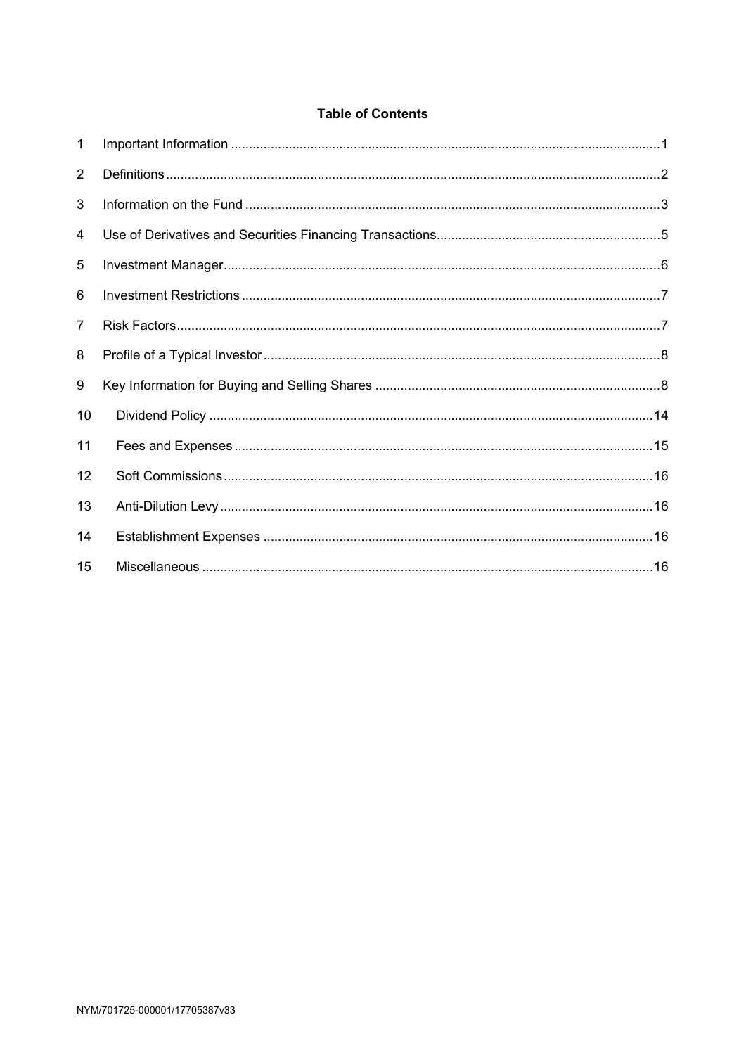**Table of Contents**

| | | |
|---|---|---|
| 1 | Important Information | 1 |
| 2 | Definitions | 2 |
| 3 | Information on the Fund | 3 |
| 4 | Use of Derivatives and Securities Financing Transactions | 5 |
| 5 | Investment Manager | 6 |
| 6 | Investment Restrictions | 7 |
| 7 | Risk Factors | 7 |
| 8 | Profile of a Typical Investor | 8 |
| 9 | Key Information for Buying and Selling Shares | 8 |
| 10 | Dividend Policy | 14 |
| 11 | Fees and Expenses | 15 |
| 12 | Soft Commissions | 16 |
| 13 | Anti-Dilution Levy | 16 |
| 14 | Establishment Expenses | 16 |
| 15 | Miscellaneous | 16 |

NYM/701725-000001/17705387v33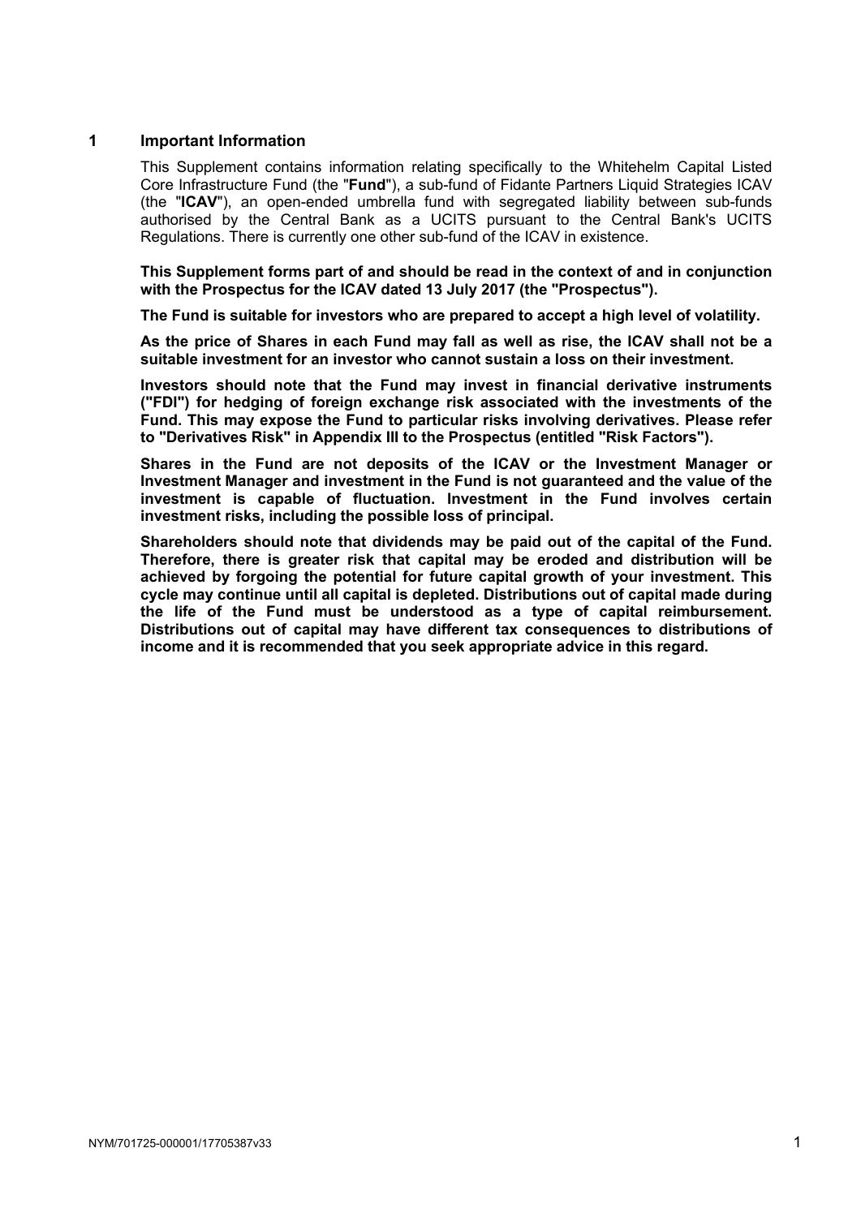# 1 Important Information

This Supplement contains information relating specifically to the Whitehelm Capital Listed Core Infrastructure Fund (the "**Fund**"), a sub-fund of Fidante Partners Liquid Strategies ICAV (the "**ICAV**"), an open-ended umbrella fund with segregated liability between sub-funds authorised by the Central Bank as a UCITS pursuant to the Central Bank's UCITS Regulations. There is currently one other sub-fund of the ICAV in existence.

**This Supplement forms part of and should be read in the context of and in conjunction with the Prospectus for the ICAV dated 13 July 2017 (the "Prospectus").**

**The Fund is suitable for investors who are prepared to accept a high level of volatility.**

**As the price of Shares in each Fund may fall as well as rise, the ICAV shall not be a suitable investment for an investor who cannot sustain a loss on their investment.**

**Investors should note that the Fund may invest in financial derivative instruments ("FDI") for hedging of foreign exchange risk associated with the investments of the Fund. This may expose the Fund to particular risks involving derivatives. Please refer to "Derivatives Risk" in Appendix III to the Prospectus (entitled "Risk Factors").**

**Shares in the Fund are not deposits of the ICAV or the Investment Manager or Investment Manager and investment in the Fund is not guaranteed and the value of the investment is capable of fluctuation. Investment in the Fund involves certain investment risks, including the possible loss of principal.**

**Shareholders should note that dividends may be paid out of the capital of the Fund. Therefore, there is greater risk that capital may be eroded and distribution will be achieved by forgoing the potential for future capital growth of your investment. This cycle may continue until all capital is depleted. Distributions out of capital made during the life of the Fund must be understood as a type of capital reimbursement. Distributions out of capital may have different tax consequences to distributions of income and it is recommended that you seek appropriate advice in this regard.**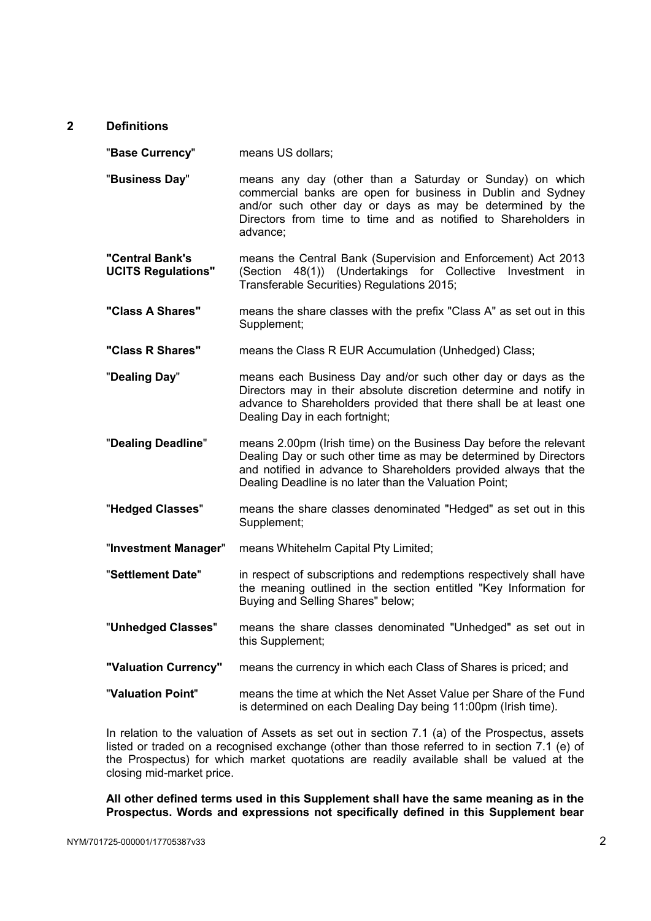## 2 Definitions

| | |
|---|---|
| "**Base Currency**" | means US dollars; |
| "**Business Day**" | means any day (other than a Saturday or Sunday) on which commercial banks are open for business in Dublin and Sydney and/or such other day or days as may be determined by the Directors from time to time and as notified to Shareholders in advance; |
| **"Central Bank's UCITS Regulations"** | means the Central Bank (Supervision and Enforcement) Act 2013 (Section 48(1)) (Undertakings for Collective Investment in Transferable Securities) Regulations 2015; |
| **"Class A Shares"** | means the share classes with the prefix "Class A" as set out in this Supplement; |
| **"Class R Shares"** | means the Class R EUR Accumulation (Unhedged) Class; |
| "**Dealing Day**" | means each Business Day and/or such other day or days as the Directors may in their absolute discretion determine and notify in advance to Shareholders provided that there shall be at least one Dealing Day in each fortnight; |
| "**Dealing Deadline**" | means 2.00pm (Irish time) on the Business Day before the relevant Dealing Day or such other time as may be determined by Directors and notified in advance to Shareholders provided always that the Dealing Deadline is no later than the Valuation Point; |
| "**Hedged Classes**" | means the share classes denominated "Hedged" as set out in this Supplement; |
| "**Investment Manager**" | means Whitehelm Capital Pty Limited; |
| "**Settlement Date**" | in respect of subscriptions and redemptions respectively shall have the meaning outlined in the section entitled "Key Information for Buying and Selling Shares" below; |
| "**Unhedged Classes**" | means the share classes denominated "Unhedged" as set out in this Supplement; |
| **"Valuation Currency"** | means the currency in which each Class of Shares is priced; and |
| "**Valuation Point**" | means the time at which the Net Asset Value per Share of the Fund is determined on each Dealing Day being 11:00pm (Irish time). |

In relation to the valuation of Assets as set out in section 7.1 (a) of the Prospectus, assets listed or traded on a recognised exchange (other than those referred to in section 7.1 (e) of the Prospectus) for which market quotations are readily available shall be valued at the closing mid-market price.

**All other defined terms used in this Supplement shall have the same meaning as in the Prospectus. Words and expressions not specifically defined in this Supplement bear**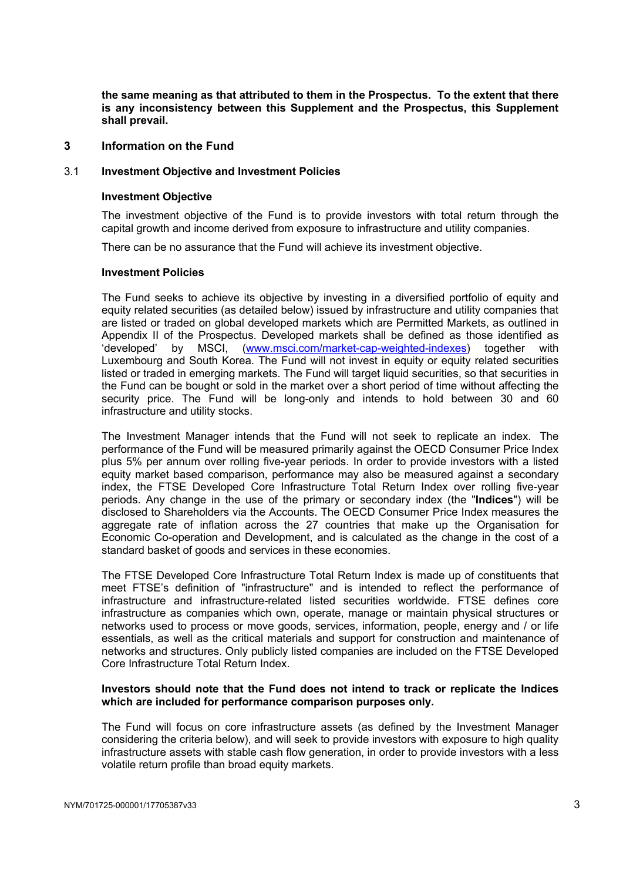**the same meaning as that attributed to them in the Prospectus. To the extent that there is any inconsistency between this Supplement and the Prospectus, this Supplement shall prevail.**

## 3 Information on the Fund

### 3.1 Investment Objective and Investment Policies

**Investment Objective**

The investment objective of the Fund is to provide investors with total return through the capital growth and income derived from exposure to infrastructure and utility companies.

There can be no assurance that the Fund will achieve its investment objective.

**Investment Policies**

The Fund seeks to achieve its objective by investing in a diversified portfolio of equity and equity related securities (as detailed below) issued by infrastructure and utility companies that are listed or traded on global developed markets which are Permitted Markets, as outlined in Appendix II of the Prospectus. Developed markets shall be defined as those identified as 'developed' by MSCI, (www.msci.com/market-cap-weighted-indexes) together with Luxembourg and South Korea. The Fund will not invest in equity or equity related securities listed or traded in emerging markets. The Fund will target liquid securities, so that securities in the Fund can be bought or sold in the market over a short period of time without affecting the security price. The Fund will be long-only and intends to hold between 30 and 60 infrastructure and utility stocks.

The Investment Manager intends that the Fund will not seek to replicate an index. The performance of the Fund will be measured primarily against the OECD Consumer Price Index plus 5% per annum over rolling five-year periods. In order to provide investors with a listed equity market based comparison, performance may also be measured against a secondary index, the FTSE Developed Core Infrastructure Total Return Index over rolling five-year periods. Any change in the use of the primary or secondary index (the "**Indices**") will be disclosed to Shareholders via the Accounts. The OECD Consumer Price Index measures the aggregate rate of inflation across the 27 countries that make up the Organisation for Economic Co-operation and Development, and is calculated as the change in the cost of a standard basket of goods and services in these economies.

The FTSE Developed Core Infrastructure Total Return Index is made up of constituents that meet FTSE's definition of "infrastructure" and is intended to reflect the performance of infrastructure and infrastructure-related listed securities worldwide. FTSE defines core infrastructure as companies which own, operate, manage or maintain physical structures or networks used to process or move goods, services, information, people, energy and / or life essentials, as well as the critical materials and support for construction and maintenance of networks and structures. Only publicly listed companies are included on the FTSE Developed Core Infrastructure Total Return Index.

**Investors should note that the Fund does not intend to track or replicate the Indices which are included for performance comparison purposes only.**

The Fund will focus on core infrastructure assets (as defined by the Investment Manager considering the criteria below), and will seek to provide investors with exposure to high quality infrastructure assets with stable cash flow generation, in order to provide investors with a less volatile return profile than broad equity markets.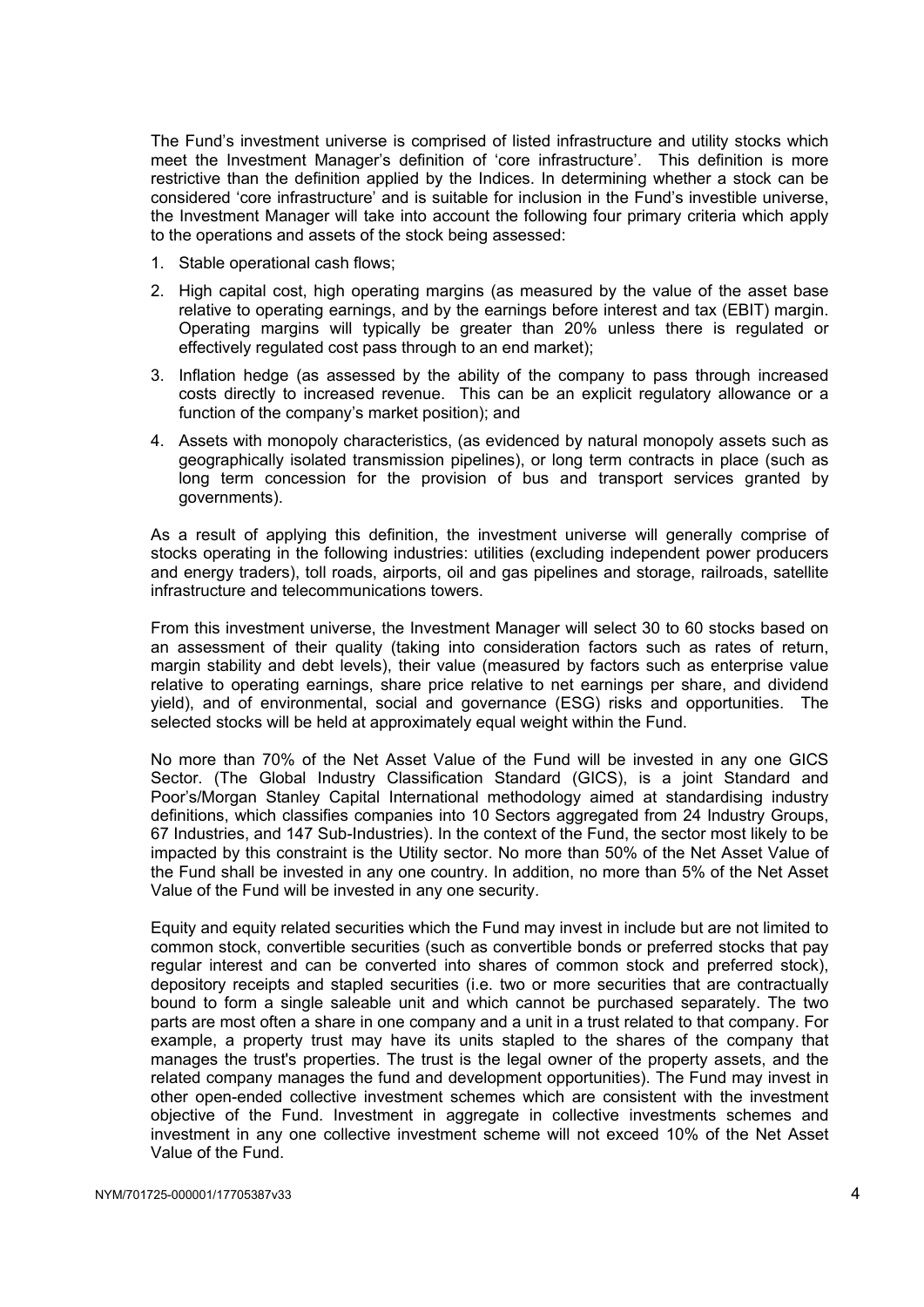The Fund's investment universe is comprised of listed infrastructure and utility stocks which meet the Investment Manager's definition of 'core infrastructure'. This definition is more restrictive than the definition applied by the Indices. In determining whether a stock can be considered 'core infrastructure' and is suitable for inclusion in the Fund's investible universe, the Investment Manager will take into account the following four primary criteria which apply to the operations and assets of the stock being assessed:

1. Stable operational cash flows;
2. High capital cost, high operating margins (as measured by the value of the asset base relative to operating earnings, and by the earnings before interest and tax (EBIT) margin. Operating margins will typically be greater than 20% unless there is regulated or effectively regulated cost pass through to an end market);
3. Inflation hedge (as assessed by the ability of the company to pass through increased costs directly to increased revenue. This can be an explicit regulatory allowance or a function of the company's market position); and
4. Assets with monopoly characteristics, (as evidenced by natural monopoly assets such as geographically isolated transmission pipelines), or long term contracts in place (such as long term concession for the provision of bus and transport services granted by governments).

As a result of applying this definition, the investment universe will generally comprise of stocks operating in the following industries: utilities (excluding independent power producers and energy traders), toll roads, airports, oil and gas pipelines and storage, railroads, satellite infrastructure and telecommunications towers.

From this investment universe, the Investment Manager will select 30 to 60 stocks based on an assessment of their quality (taking into consideration factors such as rates of return, margin stability and debt levels), their value (measured by factors such as enterprise value relative to operating earnings, share price relative to net earnings per share, and dividend yield), and of environmental, social and governance (ESG) risks and opportunities. The selected stocks will be held at approximately equal weight within the Fund.

No more than 70% of the Net Asset Value of the Fund will be invested in any one GICS Sector. (The Global Industry Classification Standard (GICS), is a joint Standard and Poor's/Morgan Stanley Capital International methodology aimed at standardising industry definitions, which classifies companies into 10 Sectors aggregated from 24 Industry Groups, 67 Industries, and 147 Sub-Industries). In the context of the Fund, the sector most likely to be impacted by this constraint is the Utility sector. No more than 50% of the Net Asset Value of the Fund shall be invested in any one country. In addition, no more than 5% of the Net Asset Value of the Fund will be invested in any one security.

Equity and equity related securities which the Fund may invest in include but are not limited to common stock, convertible securities (such as convertible bonds or preferred stocks that pay regular interest and can be converted into shares of common stock and preferred stock), depository receipts and stapled securities (i.e. two or more securities that are contractually bound to form a single saleable unit and which cannot be purchased separately. The two parts are most often a share in one company and a unit in a trust related to that company. For example, a property trust may have its units stapled to the shares of the company that manages the trust's properties. The trust is the legal owner of the property assets, and the related company manages the fund and development opportunities). The Fund may invest in other open-ended collective investment schemes which are consistent with the investment objective of the Fund. Investment in aggregate in collective investments schemes and investment in any one collective investment scheme will not exceed 10% of the Net Asset Value of the Fund.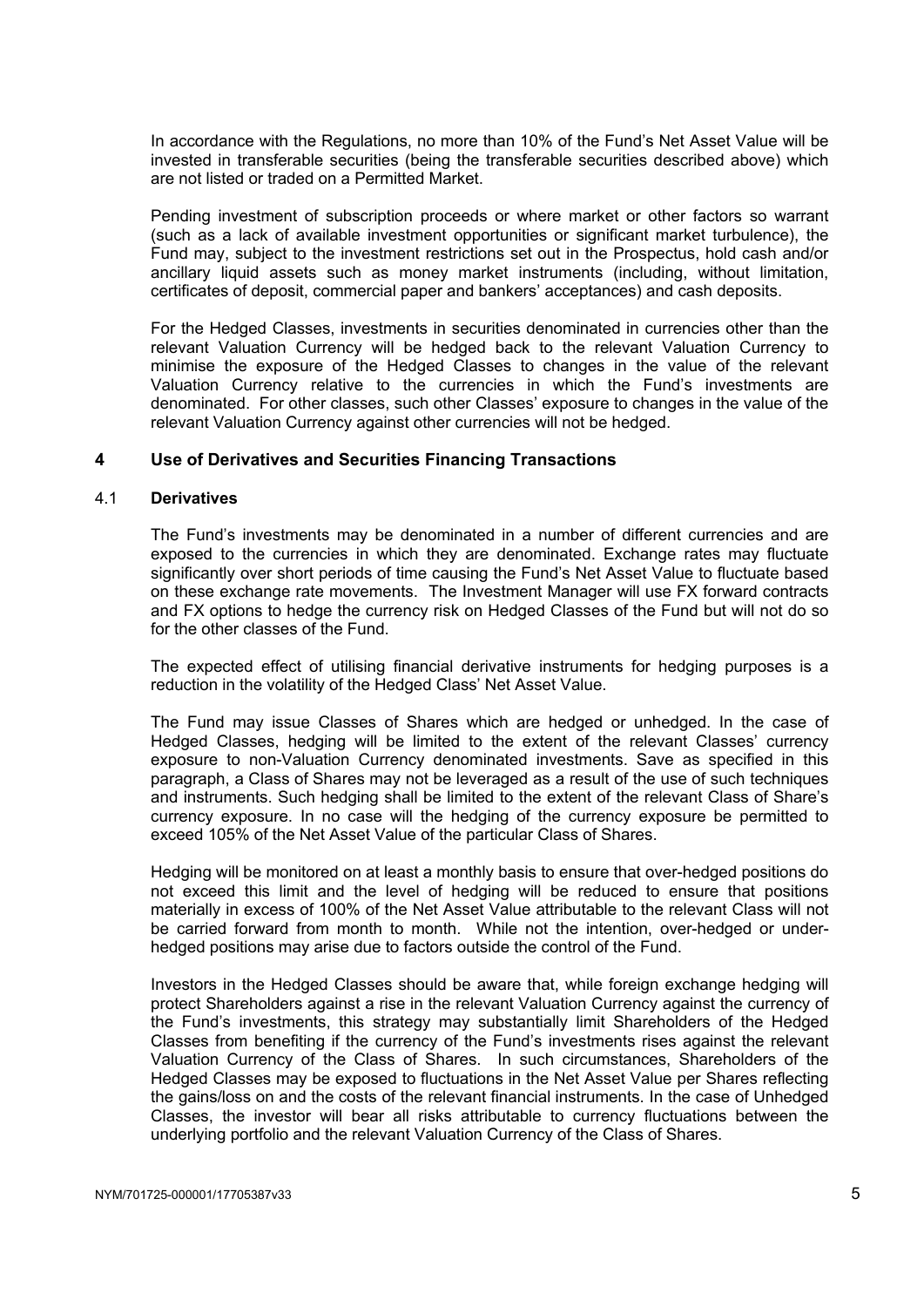In accordance with the Regulations, no more than 10% of the Fund's Net Asset Value will be invested in transferable securities (being the transferable securities described above) which are not listed or traded on a Permitted Market.

Pending investment of subscription proceeds or where market or other factors so warrant (such as a lack of available investment opportunities or significant market turbulence), the Fund may, subject to the investment restrictions set out in the Prospectus, hold cash and/or ancillary liquid assets such as money market instruments (including, without limitation, certificates of deposit, commercial paper and bankers' acceptances) and cash deposits.

For the Hedged Classes, investments in securities denominated in currencies other than the relevant Valuation Currency will be hedged back to the relevant Valuation Currency to minimise the exposure of the Hedged Classes to changes in the value of the relevant Valuation Currency relative to the currencies in which the Fund's investments are denominated. For other classes, such other Classes' exposure to changes in the value of the relevant Valuation Currency against other currencies will not be hedged.

## 4 Use of Derivatives and Securities Financing Transactions

### 4.1 Derivatives

The Fund's investments may be denominated in a number of different currencies and are exposed to the currencies in which they are denominated. Exchange rates may fluctuate significantly over short periods of time causing the Fund's Net Asset Value to fluctuate based on these exchange rate movements. The Investment Manager will use FX forward contracts and FX options to hedge the currency risk on Hedged Classes of the Fund but will not do so for the other classes of the Fund.

The expected effect of utilising financial derivative instruments for hedging purposes is a reduction in the volatility of the Hedged Class' Net Asset Value.

The Fund may issue Classes of Shares which are hedged or unhedged. In the case of Hedged Classes, hedging will be limited to the extent of the relevant Classes' currency exposure to non-Valuation Currency denominated investments. Save as specified in this paragraph, a Class of Shares may not be leveraged as a result of the use of such techniques and instruments. Such hedging shall be limited to the extent of the relevant Class of Share's currency exposure. In no case will the hedging of the currency exposure be permitted to exceed 105% of the Net Asset Value of the particular Class of Shares.

Hedging will be monitored on at least a monthly basis to ensure that over-hedged positions do not exceed this limit and the level of hedging will be reduced to ensure that positions materially in excess of 100% of the Net Asset Value attributable to the relevant Class will not be carried forward from month to month. While not the intention, over-hedged or under-hedged positions may arise due to factors outside the control of the Fund.

Investors in the Hedged Classes should be aware that, while foreign exchange hedging will protect Shareholders against a rise in the relevant Valuation Currency against the currency of the Fund's investments, this strategy may substantially limit Shareholders of the Hedged Classes from benefiting if the currency of the Fund's investments rises against the relevant Valuation Currency of the Class of Shares. In such circumstances, Shareholders of the Hedged Classes may be exposed to fluctuations in the Net Asset Value per Shares reflecting the gains/loss on and the costs of the relevant financial instruments. In the case of Unhedged Classes, the investor will bear all risks attributable to currency fluctuations between the underlying portfolio and the relevant Valuation Currency of the Class of Shares.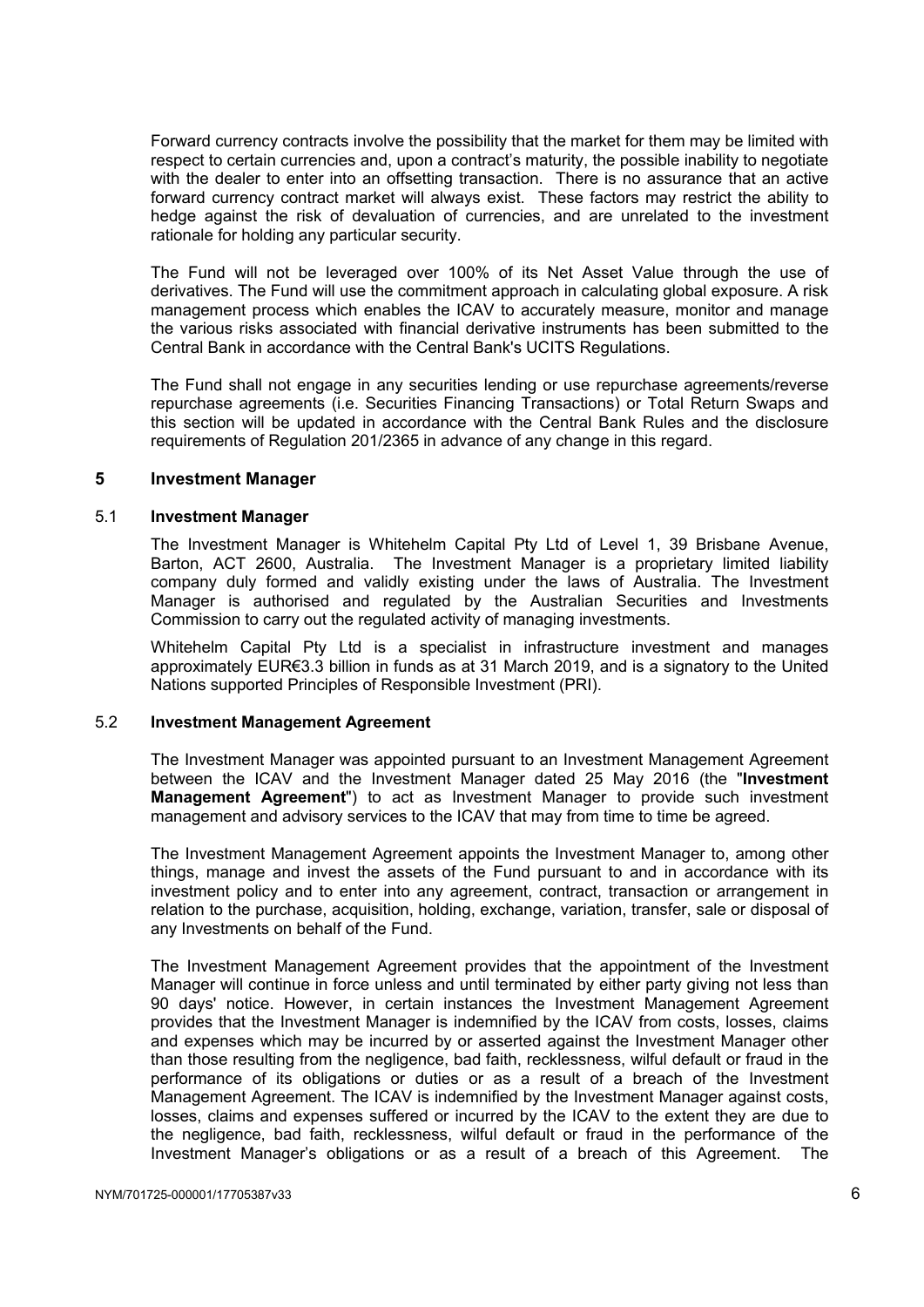Forward currency contracts involve the possibility that the market for them may be limited with respect to certain currencies and, upon a contract's maturity, the possible inability to negotiate with the dealer to enter into an offsetting transaction. There is no assurance that an active forward currency contract market will always exist. These factors may restrict the ability to hedge against the risk of devaluation of currencies, and are unrelated to the investment rationale for holding any particular security.

The Fund will not be leveraged over 100% of its Net Asset Value through the use of derivatives. The Fund will use the commitment approach in calculating global exposure. A risk management process which enables the ICAV to accurately measure, monitor and manage the various risks associated with financial derivative instruments has been submitted to the Central Bank in accordance with the Central Bank's UCITS Regulations.

The Fund shall not engage in any securities lending or use repurchase agreements/reverse repurchase agreements (i.e. Securities Financing Transactions) or Total Return Swaps and this section will be updated in accordance with the Central Bank Rules and the disclosure requirements of Regulation 201/2365 in advance of any change in this regard.

## 5 Investment Manager

### 5.1 Investment Manager

The Investment Manager is Whitehelm Capital Pty Ltd of Level 1, 39 Brisbane Avenue, Barton, ACT 2600, Australia. The Investment Manager is a proprietary limited liability company duly formed and validly existing under the laws of Australia. The Investment Manager is authorised and regulated by the Australian Securities and Investments Commission to carry out the regulated activity of managing investments.

Whitehelm Capital Pty Ltd is a specialist in infrastructure investment and manages approximately EUR€3.3 billion in funds as at 31 March 2019, and is a signatory to the United Nations supported Principles of Responsible Investment (PRI).

### 5.2 Investment Management Agreement

The Investment Manager was appointed pursuant to an Investment Management Agreement between the ICAV and the Investment Manager dated 25 May 2016 (the "**Investment Management Agreement**") to act as Investment Manager to provide such investment management and advisory services to the ICAV that may from time to time be agreed.

The Investment Management Agreement appoints the Investment Manager to, among other things, manage and invest the assets of the Fund pursuant to and in accordance with its investment policy and to enter into any agreement, contract, transaction or arrangement in relation to the purchase, acquisition, holding, exchange, variation, transfer, sale or disposal of any Investments on behalf of the Fund.

The Investment Management Agreement provides that the appointment of the Investment Manager will continue in force unless and until terminated by either party giving not less than 90 days' notice. However, in certain instances the Investment Management Agreement provides that the Investment Manager is indemnified by the ICAV from costs, losses, claims and expenses which may be incurred by or asserted against the Investment Manager other than those resulting from the negligence, bad faith, recklessness, wilful default or fraud in the performance of its obligations or duties or as a result of a breach of the Investment Management Agreement. The ICAV is indemnified by the Investment Manager against costs, losses, claims and expenses suffered or incurred by the ICAV to the extent they are due to the negligence, bad faith, recklessness, wilful default or fraud in the performance of the Investment Manager's obligations or as a result of a breach of this Agreement. The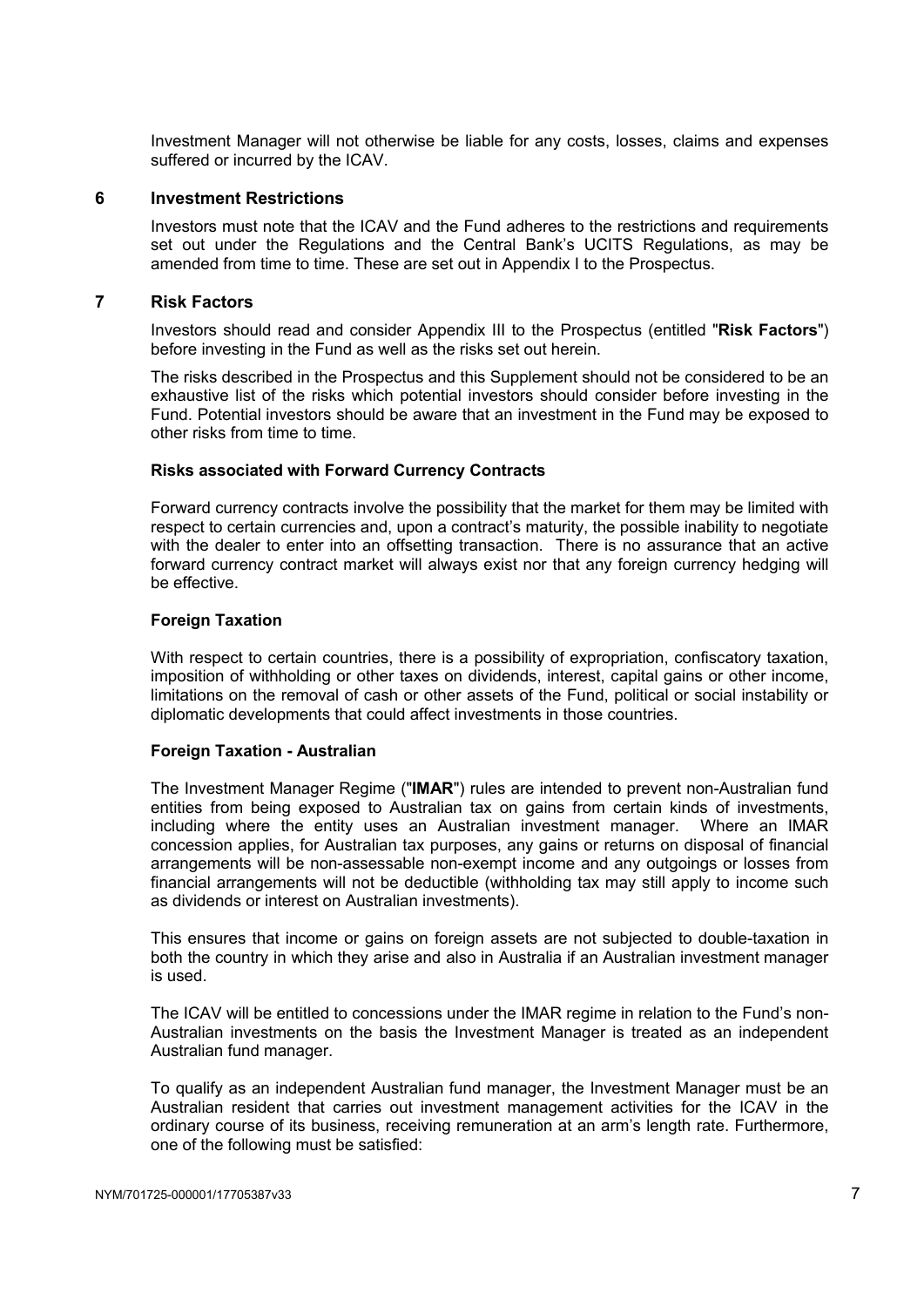Investment Manager will not otherwise be liable for any costs, losses, claims and expenses suffered or incurred by the ICAV.

## 6 Investment Restrictions

Investors must note that the ICAV and the Fund adheres to the restrictions and requirements set out under the Regulations and the Central Bank's UCITS Regulations, as may be amended from time to time. These are set out in Appendix I to the Prospectus.

## 7 Risk Factors

Investors should read and consider Appendix III to the Prospectus (entitled "**Risk Factors**") before investing in the Fund as well as the risks set out herein.

The risks described in the Prospectus and this Supplement should not be considered to be an exhaustive list of the risks which potential investors should consider before investing in the Fund. Potential investors should be aware that an investment in the Fund may be exposed to other risks from time to time.

### Risks associated with Forward Currency Contracts

Forward currency contracts involve the possibility that the market for them may be limited with respect to certain currencies and, upon a contract's maturity, the possible inability to negotiate with the dealer to enter into an offsetting transaction. There is no assurance that an active forward currency contract market will always exist nor that any foreign currency hedging will be effective.

### Foreign Taxation

With respect to certain countries, there is a possibility of expropriation, confiscatory taxation, imposition of withholding or other taxes on dividends, interest, capital gains or other income, limitations on the removal of cash or other assets of the Fund, political or social instability or diplomatic developments that could affect investments in those countries.

### Foreign Taxation - Australian

The Investment Manager Regime ("**IMAR**") rules are intended to prevent non-Australian fund entities from being exposed to Australian tax on gains from certain kinds of investments, including where the entity uses an Australian investment manager. Where an IMAR concession applies, for Australian tax purposes, any gains or returns on disposal of financial arrangements will be non-assessable non-exempt income and any outgoings or losses from financial arrangements will not be deductible (withholding tax may still apply to income such as dividends or interest on Australian investments).

This ensures that income or gains on foreign assets are not subjected to double-taxation in both the country in which they arise and also in Australia if an Australian investment manager is used.

The ICAV will be entitled to concessions under the IMAR regime in relation to the Fund's non-Australian investments on the basis the Investment Manager is treated as an independent Australian fund manager.

To qualify as an independent Australian fund manager, the Investment Manager must be an Australian resident that carries out investment management activities for the ICAV in the ordinary course of its business, receiving remuneration at an arm's length rate. Furthermore, one of the following must be satisfied: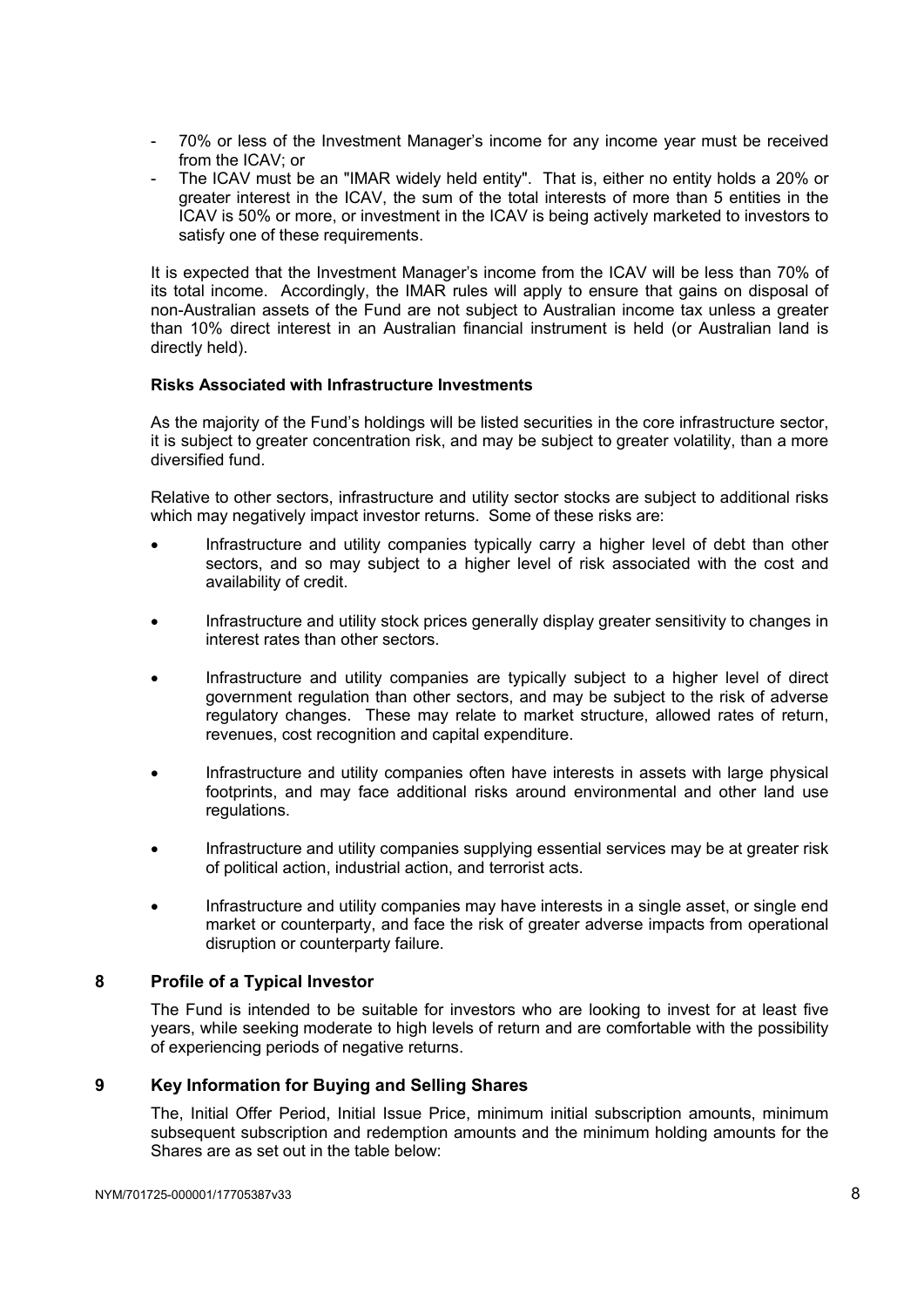- 70% or less of the Investment Manager's income for any income year must be received from the ICAV; or
- The ICAV must be an "IMAR widely held entity". That is, either no entity holds a 20% or greater interest in the ICAV, the sum of the total interests of more than 5 entities in the ICAV is 50% or more, or investment in the ICAV is being actively marketed to investors to satisfy one of these requirements.

It is expected that the Investment Manager's income from the ICAV will be less than 70% of its total income. Accordingly, the IMAR rules will apply to ensure that gains on disposal of non-Australian assets of the Fund are not subject to Australian income tax unless a greater than 10% direct interest in an Australian financial instrument is held (or Australian land is directly held).

**Risks Associated with Infrastructure Investments**

As the majority of the Fund's holdings will be listed securities in the core infrastructure sector, it is subject to greater concentration risk, and may be subject to greater volatility, than a more diversified fund.

Relative to other sectors, infrastructure and utility sector stocks are subject to additional risks which may negatively impact investor returns. Some of these risks are:

- Infrastructure and utility companies typically carry a higher level of debt than other sectors, and so may subject to a higher level of risk associated with the cost and availability of credit.
- Infrastructure and utility stock prices generally display greater sensitivity to changes in interest rates than other sectors.
- Infrastructure and utility companies are typically subject to a higher level of direct government regulation than other sectors, and may be subject to the risk of adverse regulatory changes. These may relate to market structure, allowed rates of return, revenues, cost recognition and capital expenditure.
- Infrastructure and utility companies often have interests in assets with large physical footprints, and may face additional risks around environmental and other land use regulations.
- Infrastructure and utility companies supplying essential services may be at greater risk of political action, industrial action, and terrorist acts.
- Infrastructure and utility companies may have interests in a single asset, or single end market or counterparty, and face the risk of greater adverse impacts from operational disruption or counterparty failure.

## 8 Profile of a Typical Investor

The Fund is intended to be suitable for investors who are looking to invest for at least five years, while seeking moderate to high levels of return and are comfortable with the possibility of experiencing periods of negative returns.

## 9 Key Information for Buying and Selling Shares

The, Initial Offer Period, Initial Issue Price, minimum initial subscription amounts, minimum subsequent subscription and redemption amounts and the minimum holding amounts for the Shares are as set out in the table below:

NYM/701725-000001/17705387v33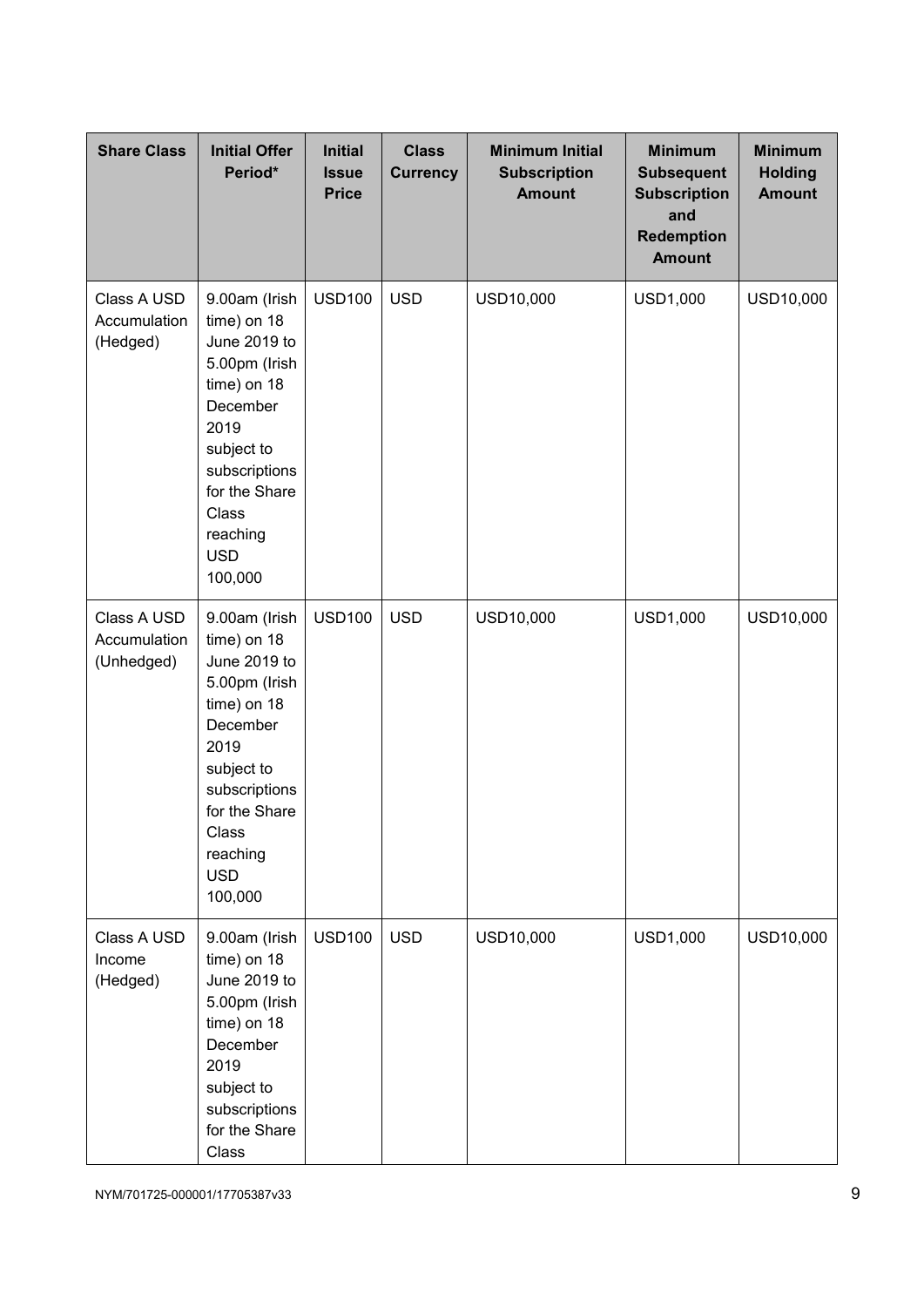| Share Class | Initial Offer Period* | Initial Issue Price | Class Currency | Minimum Initial Subscription Amount | Minimum Subsequent Subscription and Redemption Amount | Minimum Holding Amount |
|---|---|---|---|---|---|---|
| Class A USD Accumulation (Hedged) | 9.00am (Irish time) on 18 June 2019 to 5.00pm (Irish time) on 18 December 2019 subject to subscriptions for the Share Class reaching USD 100,000 | USD100 | USD | USD10,000 | USD1,000 | USD10,000 |
| Class A USD Accumulation (Unhedged) | 9.00am (Irish time) on 18 June 2019 to 5.00pm (Irish time) on 18 December 2019 subject to subscriptions for the Share Class reaching USD 100,000 | USD100 | USD | USD10,000 | USD1,000 | USD10,000 |
| Class A USD Income (Hedged) | 9.00am (Irish time) on 18 June 2019 to 5.00pm (Irish time) on 18 December 2019 subject to subscriptions for the Share Class | USD100 | USD | USD10,000 | USD1,000 | USD10,000 |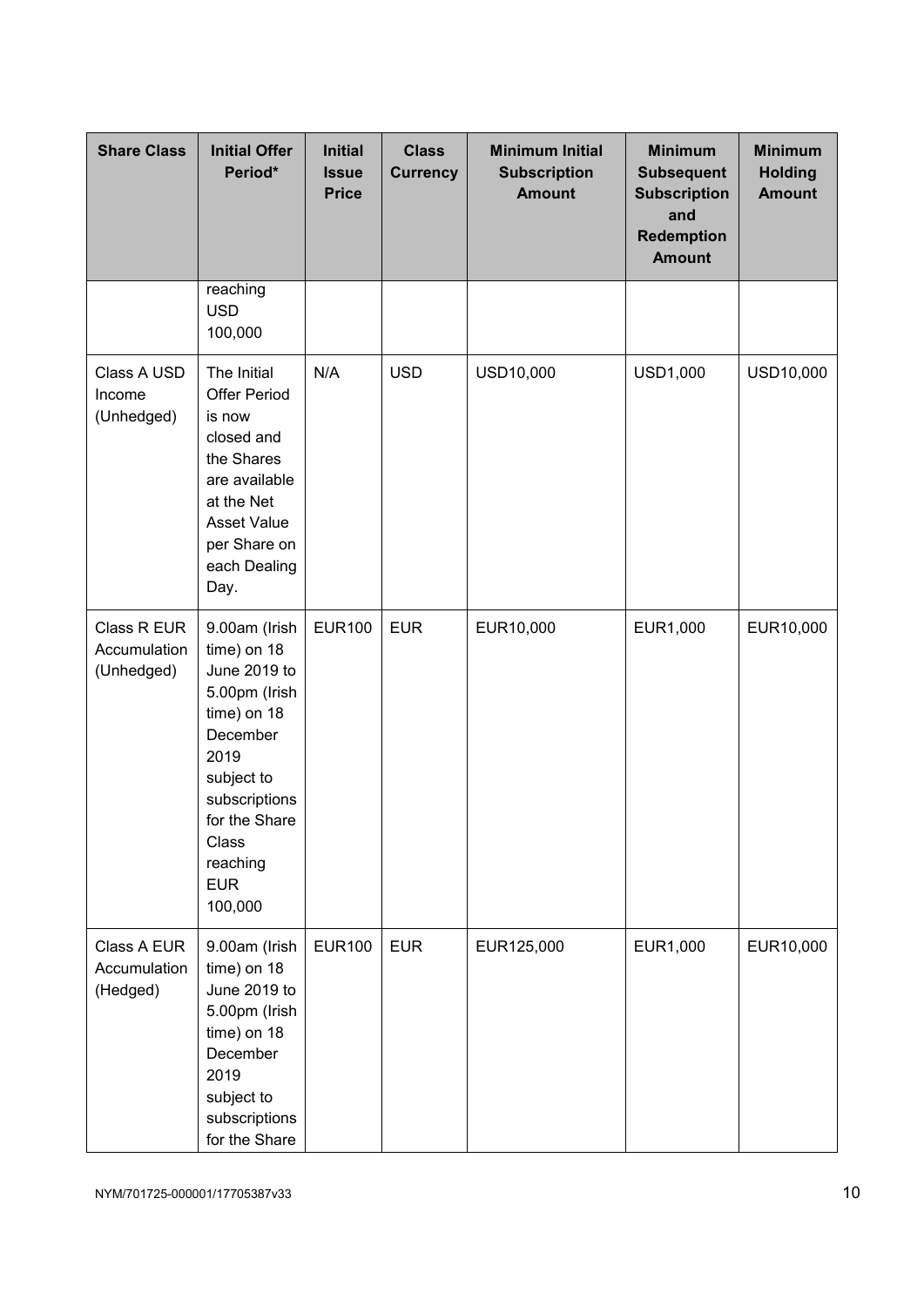| Share Class | Initial Offer Period* | Initial Issue Price | Class Currency | Minimum Initial Subscription Amount | Minimum Subsequent Subscription and Redemption Amount | Minimum Holding Amount |
|---|---|---|---|---|---|---|
| | reaching USD 100,000 | | | | | |
| Class A USD Income (Unhedged) | The Initial Offer Period is now closed and the Shares are available at the Net Asset Value per Share on each Dealing Day. | N/A | USD | USD10,000 | USD1,000 | USD10,000 |
| Class R EUR Accumulation (Unhedged) | 9.00am (Irish time) on 18 June 2019 to 5.00pm (Irish time) on 18 December 2019 subject to subscriptions for the Share Class reaching EUR 100,000 | EUR100 | EUR | EUR10,000 | EUR1,000 | EUR10,000 |
| Class A EUR Accumulation (Hedged) | 9.00am (Irish time) on 18 June 2019 to 5.00pm (Irish time) on 18 December 2019 subject to subscriptions for the Share | EUR100 | EUR | EUR125,000 | EUR1,000 | EUR10,000 |

NYM/701725-000001/17705387v33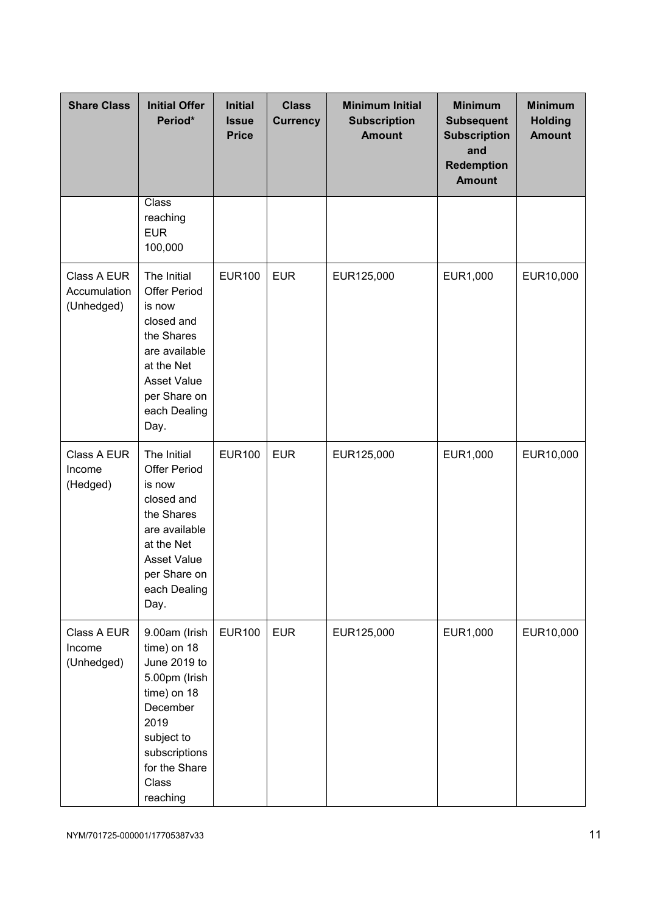| Share Class | Initial Offer Period* | Initial Issue Price | Class Currency | Minimum Initial Subscription Amount | Minimum Subsequent Subscription and Redemption Amount | Minimum Holding Amount |
|---|---|---|---|---|---|---|
| | Class reaching EUR 100,000 | | | | | |
| Class A EUR Accumulation (Unhedged) | The Initial Offer Period is now closed and the Shares are available at the Net Asset Value per Share on each Dealing Day. | EUR100 | EUR | EUR125,000 | EUR1,000 | EUR10,000 |
| Class A EUR Income (Hedged) | The Initial Offer Period is now closed and the Shares are available at the Net Asset Value per Share on each Dealing Day. | EUR100 | EUR | EUR125,000 | EUR1,000 | EUR10,000 |
| Class A EUR Income (Unhedged) | 9.00am (Irish time) on 18 June 2019 to 5.00pm (Irish time) on 18 December 2019 subject to subscriptions for the Share Class reaching | EUR100 | EUR | EUR125,000 | EUR1,000 | EUR10,000 |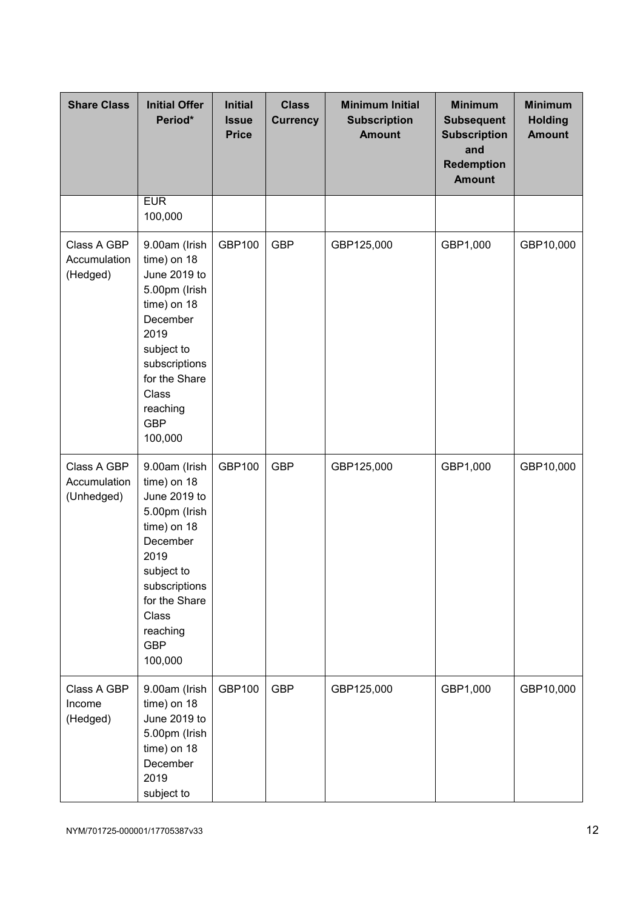| Share Class | Initial Offer Period* | Initial Issue Price | Class Currency | Minimum Initial Subscription Amount | Minimum Subsequent Subscription and Redemption Amount | Minimum Holding Amount |
|---|---|---|---|---|---|---|
| | EUR 100,000 | | | | | |
| Class A GBP Accumulation (Hedged) | 9.00am (Irish time) on 18 June 2019 to 5.00pm (Irish time) on 18 December 2019 subject to subscriptions for the Share Class reaching GBP 100,000 | GBP100 | GBP | GBP125,000 | GBP1,000 | GBP10,000 |
| Class A GBP Accumulation (Unhedged) | 9.00am (Irish time) on 18 June 2019 to 5.00pm (Irish time) on 18 December 2019 subject to subscriptions for the Share Class reaching GBP 100,000 | GBP100 | GBP | GBP125,000 | GBP1,000 | GBP10,000 |
| Class A GBP Income (Hedged) | 9.00am (Irish time) on 18 June 2019 to 5.00pm (Irish time) on 18 December 2019 subject to | GBP100 | GBP | GBP125,000 | GBP1,000 | GBP10,000 |

NYM/701725-000001/17705387v33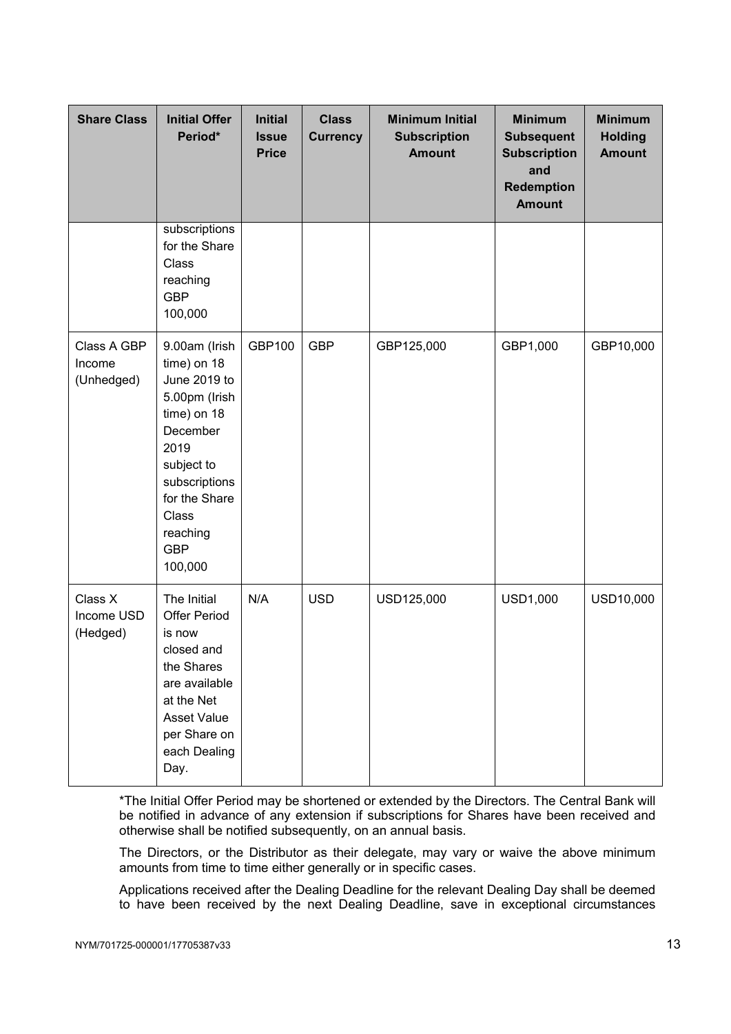| Share Class | Initial Offer Period* | Initial Issue Price | Class Currency | Minimum Initial Subscription Amount | Minimum Subsequent Subscription and Redemption Amount | Minimum Holding Amount |
|---|---|---|---|---|---|---|
| | subscriptions for the Share Class reaching GBP 100,000 | | | | | |
| Class A GBP Income (Unhedged) | 9.00am (Irish time) on 18 June 2019 to 5.00pm (Irish time) on 18 December 2019 subject to subscriptions for the Share Class reaching GBP 100,000 | GBP100 | GBP | GBP125,000 | GBP1,000 | GBP10,000 |
| Class X Income USD (Hedged) | The Initial Offer Period is now closed and the Shares are available at the Net Asset Value per Share on each Dealing Day. | N/A | USD | USD125,000 | USD1,000 | USD10,000 |

*The Initial Offer Period may be shortened or extended by the Directors. The Central Bank will be notified in advance of any extension if subscriptions for Shares have been received and otherwise shall be notified subsequently, on an annual basis.

The Directors, or the Distributor as their delegate, may vary or waive the above minimum amounts from time to time either generally or in specific cases.

Applications received after the Dealing Deadline for the relevant Dealing Day shall be deemed to have been received by the next Dealing Deadline, save in exceptional circumstances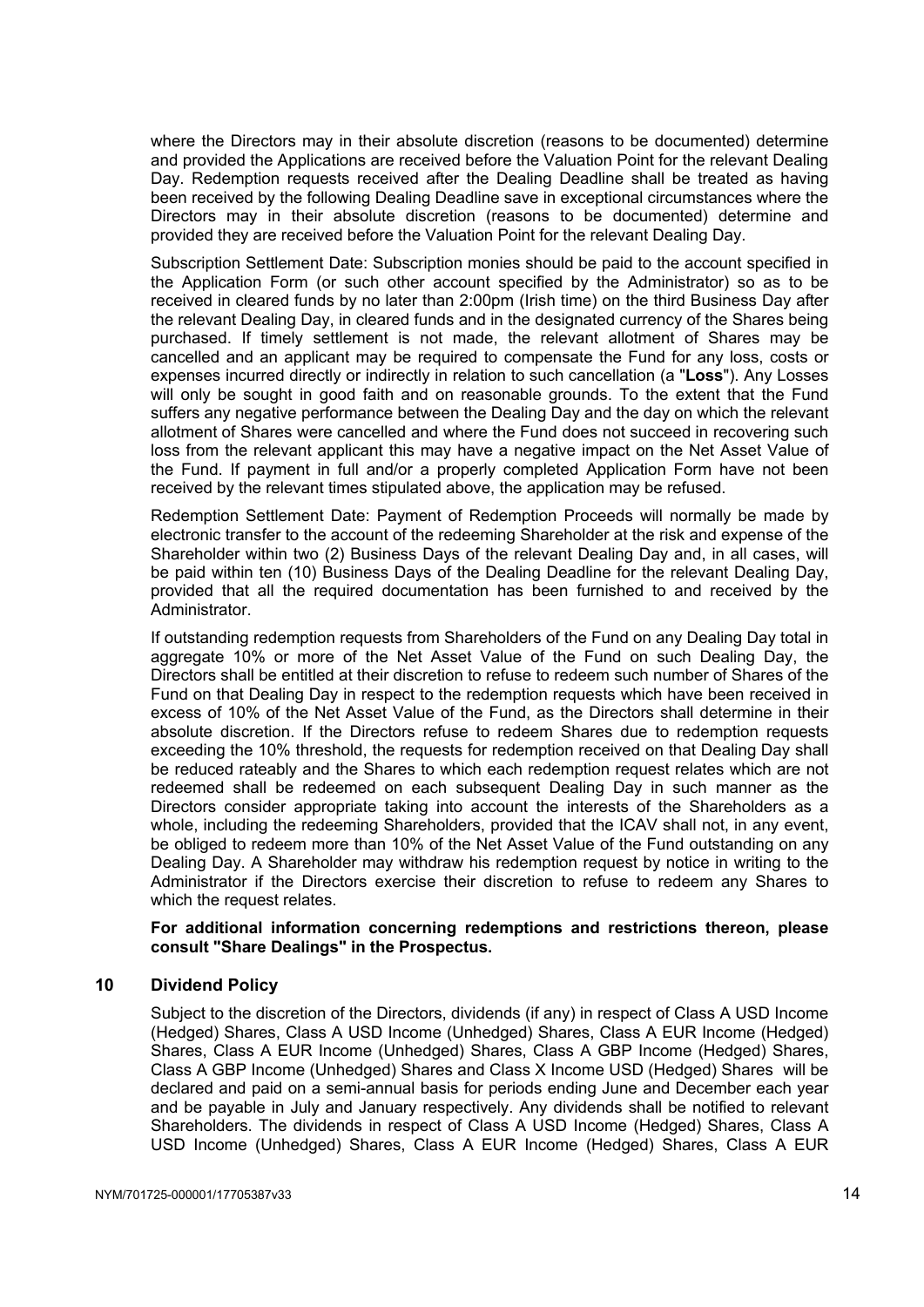where the Directors may in their absolute discretion (reasons to be documented) determine and provided the Applications are received before the Valuation Point for the relevant Dealing Day. Redemption requests received after the Dealing Deadline shall be treated as having been received by the following Dealing Deadline save in exceptional circumstances where the Directors may in their absolute discretion (reasons to be documented) determine and provided they are received before the Valuation Point for the relevant Dealing Day.

Subscription Settlement Date: Subscription monies should be paid to the account specified in the Application Form (or such other account specified by the Administrator) so as to be received in cleared funds by no later than 2:00pm (Irish time) on the third Business Day after the relevant Dealing Day, in cleared funds and in the designated currency of the Shares being purchased. If timely settlement is not made, the relevant allotment of Shares may be cancelled and an applicant may be required to compensate the Fund for any loss, costs or expenses incurred directly or indirectly in relation to such cancellation (a "**Loss**"). Any Losses will only be sought in good faith and on reasonable grounds. To the extent that the Fund suffers any negative performance between the Dealing Day and the day on which the relevant allotment of Shares were cancelled and where the Fund does not succeed in recovering such loss from the relevant applicant this may have a negative impact on the Net Asset Value of the Fund. If payment in full and/or a properly completed Application Form have not been received by the relevant times stipulated above, the application may be refused.

Redemption Settlement Date: Payment of Redemption Proceeds will normally be made by electronic transfer to the account of the redeeming Shareholder at the risk and expense of the Shareholder within two (2) Business Days of the relevant Dealing Day and, in all cases, will be paid within ten (10) Business Days of the Dealing Deadline for the relevant Dealing Day, provided that all the required documentation has been furnished to and received by the Administrator.

If outstanding redemption requests from Shareholders of the Fund on any Dealing Day total in aggregate 10% or more of the Net Asset Value of the Fund on such Dealing Day, the Directors shall be entitled at their discretion to refuse to redeem such number of Shares of the Fund on that Dealing Day in respect to the redemption requests which have been received in excess of 10% of the Net Asset Value of the Fund, as the Directors shall determine in their absolute discretion. If the Directors refuse to redeem Shares due to redemption requests exceeding the 10% threshold, the requests for redemption received on that Dealing Day shall be reduced rateably and the Shares to which each redemption request relates which are not redeemed shall be redeemed on each subsequent Dealing Day in such manner as the Directors consider appropriate taking into account the interests of the Shareholders as a whole, including the redeeming Shareholders, provided that the ICAV shall not, in any event, be obliged to redeem more than 10% of the Net Asset Value of the Fund outstanding on any Dealing Day. A Shareholder may withdraw his redemption request by notice in writing to the Administrator if the Directors exercise their discretion to refuse to redeem any Shares to which the request relates.

**For additional information concerning redemptions and restrictions thereon, please consult "Share Dealings" in the Prospectus.**

## 10 Dividend Policy

Subject to the discretion of the Directors, dividends (if any) in respect of Class A USD Income (Hedged) Shares, Class A USD Income (Unhedged) Shares, Class A EUR Income (Hedged) Shares, Class A EUR Income (Unhedged) Shares, Class A GBP Income (Hedged) Shares, Class A GBP Income (Unhedged) Shares and Class X Income USD (Hedged) Shares will be declared and paid on a semi-annual basis for periods ending June and December each year and be payable in July and January respectively. Any dividends shall be notified to relevant Shareholders. The dividends in respect of Class A USD Income (Hedged) Shares, Class A USD Income (Unhedged) Shares, Class A EUR Income (Hedged) Shares, Class A EUR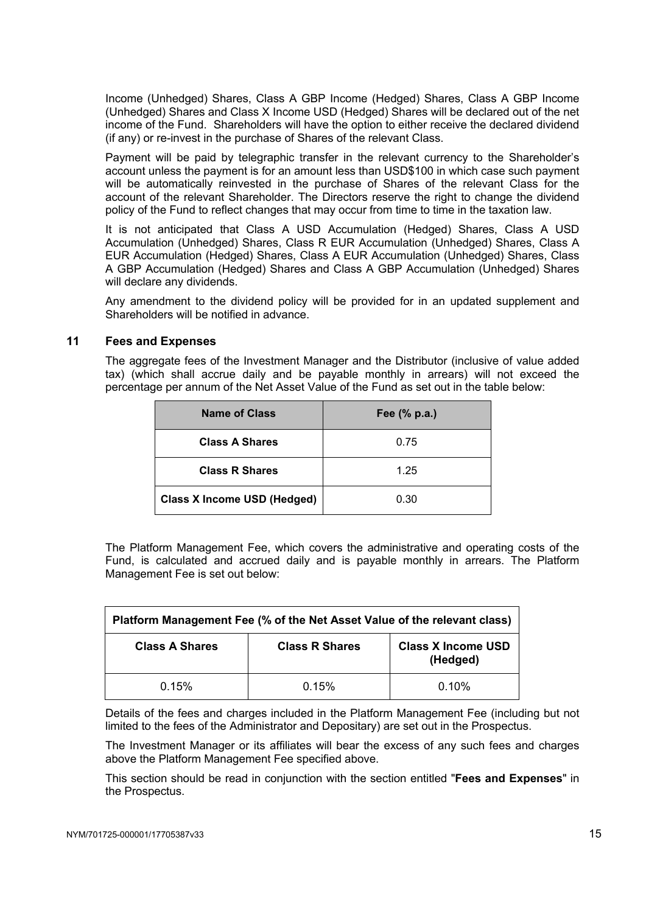Income (Unhedged) Shares, Class A GBP Income (Hedged) Shares, Class A GBP Income (Unhedged) Shares and Class X Income USD (Hedged) Shares will be declared out of the net income of the Fund. Shareholders will have the option to either receive the declared dividend (if any) or re-invest in the purchase of Shares of the relevant Class.

Payment will be paid by telegraphic transfer in the relevant currency to the Shareholder's account unless the payment is for an amount less than USD$100 in which case such payment will be automatically reinvested in the purchase of Shares of the relevant Class for the account of the relevant Shareholder. The Directors reserve the right to change the dividend policy of the Fund to reflect changes that may occur from time to time in the taxation law.

It is not anticipated that Class A USD Accumulation (Hedged) Shares, Class A USD Accumulation (Unhedged) Shares, Class R EUR Accumulation (Unhedged) Shares, Class A EUR Accumulation (Hedged) Shares, Class A EUR Accumulation (Unhedged) Shares, Class A GBP Accumulation (Hedged) Shares and Class A GBP Accumulation (Unhedged) Shares will declare any dividends.

Any amendment to the dividend policy will be provided for in an updated supplement and Shareholders will be notified in advance.

## 11 Fees and Expenses

The aggregate fees of the Investment Manager and the Distributor (inclusive of value added tax) (which shall accrue daily and be payable monthly in arrears) will not exceed the percentage per annum of the Net Asset Value of the Fund as set out in the table below:

| Name of Class | Fee (% p.a.) |
|---|---|
| **Class A Shares** | 0.75 |
| **Class R Shares** | 1.25 |
| **Class X Income USD (Hedged)** | 0.30 |

The Platform Management Fee, which covers the administrative and operating costs of the Fund, is calculated and accrued daily and is payable monthly in arrears. The Platform Management Fee is set out below:

| Platform Management Fee (% of the Net Asset Value of the relevant class) | | |
|---|---|---|
| **Class A Shares** | **Class R Shares** | **Class X Income USD (Hedged)** |
| 0.15% | 0.15% | 0.10% |

Details of the fees and charges included in the Platform Management Fee (including but not limited to the fees of the Administrator and Depositary) are set out in the Prospectus.

The Investment Manager or its affiliates will bear the excess of any such fees and charges above the Platform Management Fee specified above.

This section should be read in conjunction with the section entitled "**Fees and Expenses**" in the Prospectus.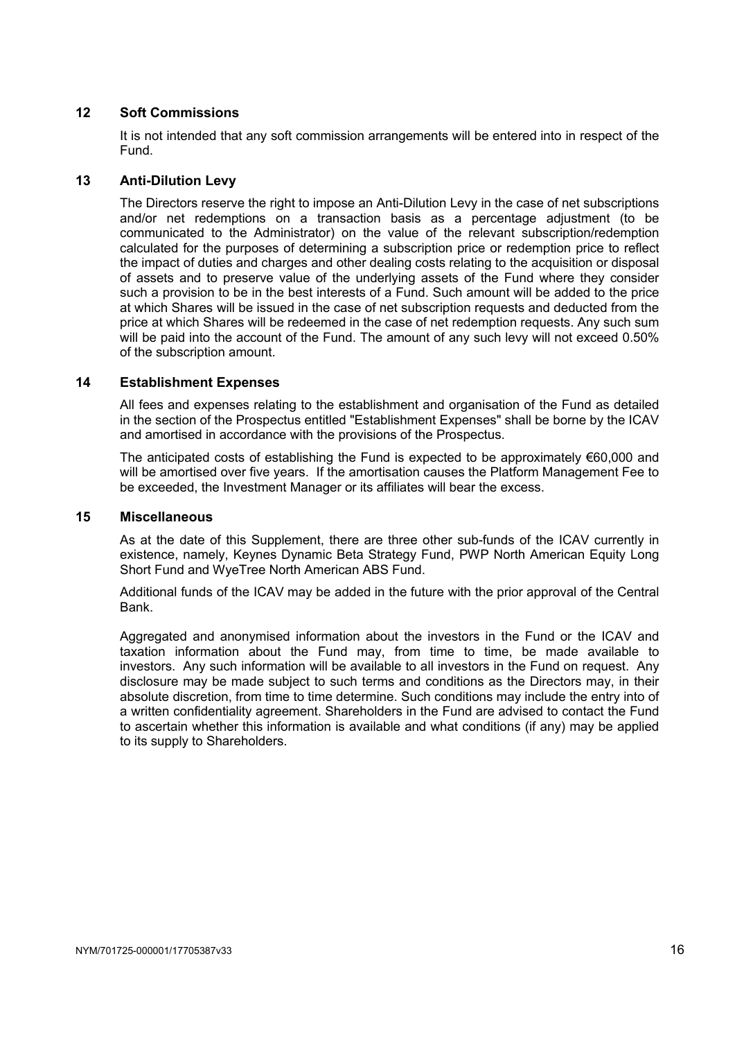## 12 Soft Commissions

It is not intended that any soft commission arrangements will be entered into in respect of the Fund.

## 13 Anti-Dilution Levy

The Directors reserve the right to impose an Anti-Dilution Levy in the case of net subscriptions and/or net redemptions on a transaction basis as a percentage adjustment (to be communicated to the Administrator) on the value of the relevant subscription/redemption calculated for the purposes of determining a subscription price or redemption price to reflect the impact of duties and charges and other dealing costs relating to the acquisition or disposal of assets and to preserve value of the underlying assets of the Fund where they consider such a provision to be in the best interests of a Fund. Such amount will be added to the price at which Shares will be issued in the case of net subscription requests and deducted from the price at which Shares will be redeemed in the case of net redemption requests. Any such sum will be paid into the account of the Fund. The amount of any such levy will not exceed 0.50% of the subscription amount.

## 14 Establishment Expenses

All fees and expenses relating to the establishment and organisation of the Fund as detailed in the section of the Prospectus entitled "Establishment Expenses" shall be borne by the ICAV and amortised in accordance with the provisions of the Prospectus.

The anticipated costs of establishing the Fund is expected to be approximately €60,000 and will be amortised over five years. If the amortisation causes the Platform Management Fee to be exceeded, the Investment Manager or its affiliates will bear the excess.

## 15 Miscellaneous

As at the date of this Supplement, there are three other sub-funds of the ICAV currently in existence, namely, Keynes Dynamic Beta Strategy Fund, PWP North American Equity Long Short Fund and WyeTree North American ABS Fund.

Additional funds of the ICAV may be added in the future with the prior approval of the Central Bank.

Aggregated and anonymised information about the investors in the Fund or the ICAV and taxation information about the Fund may, from time to time, be made available to investors. Any such information will be available to all investors in the Fund on request. Any disclosure may be made subject to such terms and conditions as the Directors may, in their absolute discretion, from time to time determine. Such conditions may include the entry into of a written confidentiality agreement. Shareholders in the Fund are advised to contact the Fund to ascertain whether this information is available and what conditions (if any) may be applied to its supply to Shareholders.